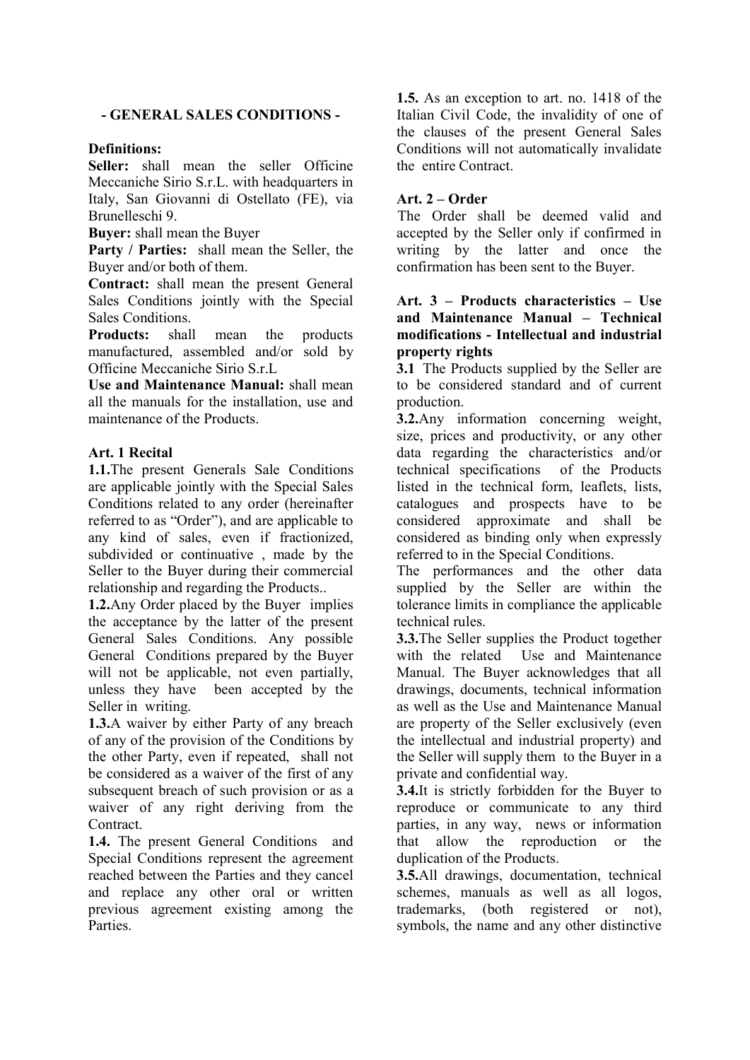# - GENERAL SALES CONDITIONS -

**Definitions:**

**Seller:** shall mean the seller Officine Meccaniche Sirio S.r.L. with headquarters in Italy, San Giovanni di Ostellato (FE), via Brunelleschi 9.

**Buyer:** shall mean the Buyer

**Party / Parties:** shall mean the Seller, the Buyer and/or both of them.

**Contract:** shall mean the present General Sales Conditions jointly with the Special Sales Conditions.

**Products:** shall mean the products manufactured, assembled and/or sold by Officine Meccaniche Sirio S.r.L

**Use and Maintenance Manual:** shall mean all the manuals for the installation, use and maintenance of the Products.

## Art. 1 Recital

**1.1.** The present Generals Sale Conditions are applicable jointly with the Special Sales Conditions related to any order (hereinafter referred to as "Order"), and are applicable to any kind of sales, even if fractionized, subdivided or continuative , made by the Seller to the Buyer during their commercial relationship and regarding the Products..

**1.2.** Any Order placed by the Buyer implies the acceptance by the latter of the present General Sales Conditions. Any possible General Conditions prepared by the Buyer will not be applicable, not even partially, unless they have been accepted by the Seller in writing.

**1.3.** A waiver by either Party of any breach of any of the provision of the Conditions by the other Party, even if repeated, shall not be considered as a waiver of the first of any subsequent breach of such provision or as a waiver of any right deriving from the Contract.

**1.4.** The present General Conditions and Special Conditions represent the agreement reached between the Parties and they cancel and replace any other oral or written previous agreement existing among the Parties.

**1.5.** As an exception to art. no. 1418 of the Italian Civil Code, the invalidity of one of the clauses of the present General Sales Conditions will not automatically invalidate the entire Contract.

## Art. 2 – Order

The Order shall be deemed valid and accepted by the Seller only if confirmed in writing by the latter and once the confirmation has been sent to the Buyer.

## Art. 3 – Products characteristics – Use and Maintenance Manual – Technical modifications - Intellectual and industrial property rights

**3.1** The Products supplied by the Seller are to be considered standard and of current production.

**3.2.** Any information concerning weight, size, prices and productivity, or any other data regarding the characteristics and/or technical specifications of the Products listed in the technical form, leaflets, lists, catalogues and prospects have to be considered approximate and shall be considered as binding only when expressly referred to in the Special Conditions.

The performances and the other data supplied by the Seller are within the tolerance limits in compliance the applicable technical rules.

**3.3.** The Seller supplies the Product together with the related Use and Maintenance Manual. The Buyer acknowledges that all drawings, documents, technical information as well as the Use and Maintenance Manual are property of the Seller exclusively (even the intellectual and industrial property) and the Seller will supply them to the Buyer in a private and confidential way.

**3.4.** It is strictly forbidden for the Buyer to reproduce or communicate to any third parties, in any way, news or information that allow the reproduction or the duplication of the Products.

**3.5.** All drawings, documentation, technical schemes, manuals as well as all logos, trademarks, (both registered or not), symbols, the name and any other distinctive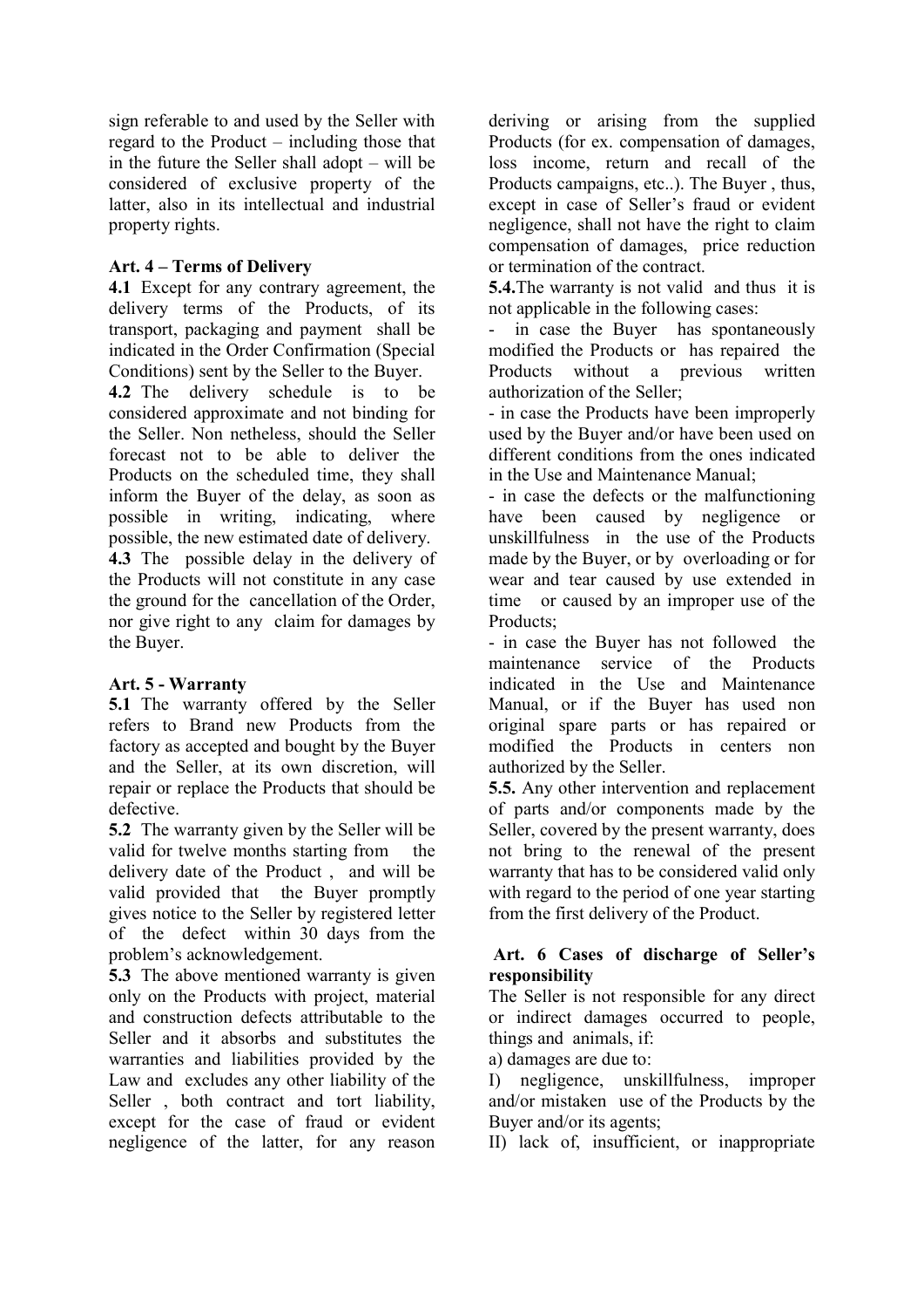sign referable to and used by the Seller with regard to the Product – including those that in the future the Seller shall adopt – will be considered of exclusive property of the latter, also in its intellectual and industrial property rights.

**Art. 4 – Terms of Delivery**

**4.1** Except for any contrary agreement, the delivery terms of the Products, of its transport, packaging and payment shall be indicated in the Order Confirmation (Special Conditions) sent by the Seller to the Buyer.

**4.2** The delivery schedule is to be considered approximate and not binding for the Seller. Non netheless, should the Seller forecast not to be able to deliver the Products on the scheduled time, they shall inform the Buyer of the delay, as soon as possible in writing, indicating, where possible, the new estimated date of delivery.

**4.3** The possible delay in the delivery of the Products will not constitute in any case the ground for the cancellation of the Order, nor give right to any claim for damages by the Buyer.

**Art. 5 - Warranty**

**5.1** The warranty offered by the Seller refers to Brand new Products from the factory as accepted and bought by the Buyer and the Seller, at its own discretion, will repair or replace the Products that should be defective.

**5.2** The warranty given by the Seller will be valid for twelve months starting from the delivery date of the Product , and will be valid provided that the Buyer promptly gives notice to the Seller by registered letter of the defect within 30 days from the problem's acknowledgement.

**5.3** The above mentioned warranty is given only on the Products with project, material and construction defects attributable to the Seller and it absorbs and substitutes the warranties and liabilities provided by the Law and excludes any other liability of the Seller , both contract and tort liability, except for the case of fraud or evident negligence of the latter, for any reason deriving or arising from the supplied Products (for ex. compensation of damages, loss income, return and recall of the Products campaigns, etc..). The Buyer , thus, except in case of Seller's fraud or evident negligence, shall not have the right to claim compensation of damages, price reduction or termination of the contract.

**5.4.** The warranty is not valid and thus it is not applicable in the following cases:

- in case the Buyer has spontaneously modified the Products or has repaired the Products without a previous written authorization of the Seller;
- in case the Products have been improperly used by the Buyer and/or have been used on different conditions from the ones indicated in the Use and Maintenance Manual;
- in case the defects or the malfunctioning have been caused by negligence or unskillfulness in the use of the Products made by the Buyer, or by overloading or for wear and tear caused by use extended in time or caused by an improper use of the Products;
- in case the Buyer has not followed the maintenance service of the Products indicated in the Use and Maintenance Manual, or if the Buyer has used non original spare parts or has repaired or modified the Products in centers non authorized by the Seller.

**5.5.** Any other intervention and replacement of parts and/or components made by the Seller, covered by the present warranty, does not bring to the renewal of the present warranty that has to be considered valid only with regard to the period of one year starting from the first delivery of the Product.

**Art. 6 Cases of discharge of Seller's responsibility**

The Seller is not responsible for any direct or indirect damages occurred to people, things and animals, if:

a) damages are due to:

I) negligence, unskillfulness, improper and/or mistaken use of the Products by the Buyer and/or its agents;

II) lack of, insufficient, or inappropriate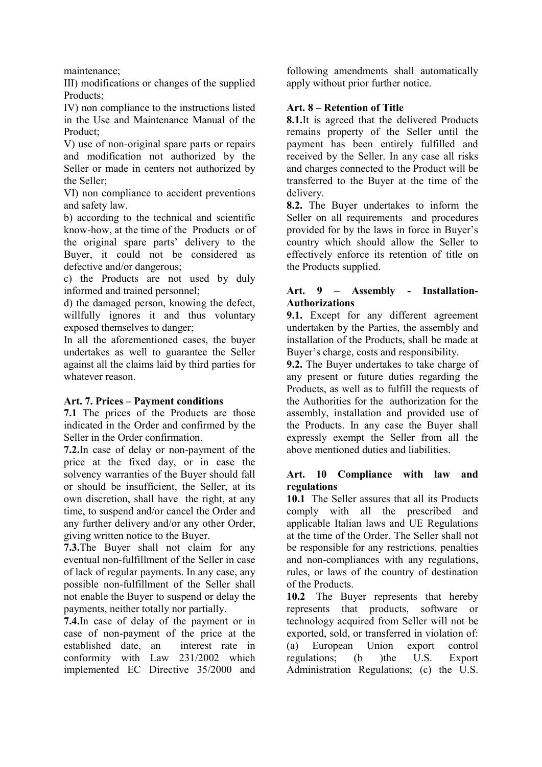maintenance;

III) modifications or changes of the supplied Products;

IV) non compliance to the instructions listed in the Use and Maintenance Manual of the Product;

V) use of non-original spare parts or repairs and modification not authorized by the Seller or made in centers not authorized by the Seller;

VI) non compliance to accident preventions and safety law.

b) according to the technical and scientific know-how, at the time of the Products or of the original spare parts' delivery to the Buyer, it could not be considered as defective and/or dangerous;

c) the Products are not used by duly informed and trained personnel;

d) the damaged person, knowing the defect, willfully ignores it and thus voluntary exposed themselves to danger;

In all the aforementioned cases, the buyer undertakes as well to guarantee the Seller against all the claims laid by third parties for whatever reason.

**Art. 7. Prices – Payment conditions**

**7.1** The prices of the Products are those indicated in the Order and confirmed by the Seller in the Order confirmation.

**7.2.**In case of delay or non-payment of the price at the fixed day, or in case the solvency warranties of the Buyer should fall or should be insufficient, the Seller, at its own discretion, shall have the right, at any time, to suspend and/or cancel the Order and any further delivery and/or any other Order, giving written notice to the Buyer.

**7.3.**The Buyer shall not claim for any eventual non-fulfillment of the Seller in case of lack of regular payments. In any case, any possible non-fulfillment of the Seller shall not enable the Buyer to suspend or delay the payments, neither totally nor partially.

**7.4.**In case of delay of the payment or in case of non-payment of the price at the established date, an interest rate in conformity with Law 231/2002 which implemented EC Directive 35/2000 and following amendments shall automatically apply without prior further notice.

**Art. 8 – Retention of Title**

**8.1.**It is agreed that the delivered Products remains property of the Seller until the payment has been entirely fulfilled and received by the Seller. In any case all risks and charges connected to the Product will be transferred to the Buyer at the time of the delivery.

**8.2.** The Buyer undertakes to inform the Seller on all requirements and procedures provided for by the laws in force in Buyer's country which should allow the Seller to effectively enforce its retention of title on the Products supplied.

**Art. 9 – Assembly - Installation-Authorizations**

**9.1.** Except for any different agreement undertaken by the Parties, the assembly and installation of the Products, shall be made at Buyer's charge, costs and responsibility.

**9.2.** The Buyer undertakes to take charge of any present or future duties regarding the Products, as well as to fulfill the requests of the Authorities for the authorization for the assembly, installation and provided use of the Products. In any case the Buyer shall expressly exempt the Seller from all the above mentioned duties and liabilities.

**Art. 10 Compliance with law and regulations**

**10.1** The Seller assures that all its Products comply with all the prescribed and applicable Italian laws and UE Regulations at the time of the Order. The Seller shall not be responsible for any restrictions, penalties and non-compliances with any regulations, rules, or laws of the country of destination of the Products.

**10.2** The Buyer represents that hereby represents that products, software or technology acquired from Seller will not be exported, sold, or transferred in violation of: (a) European Union export control regulations; (b )the U.S. Export Administration Regulations; (c) the U.S.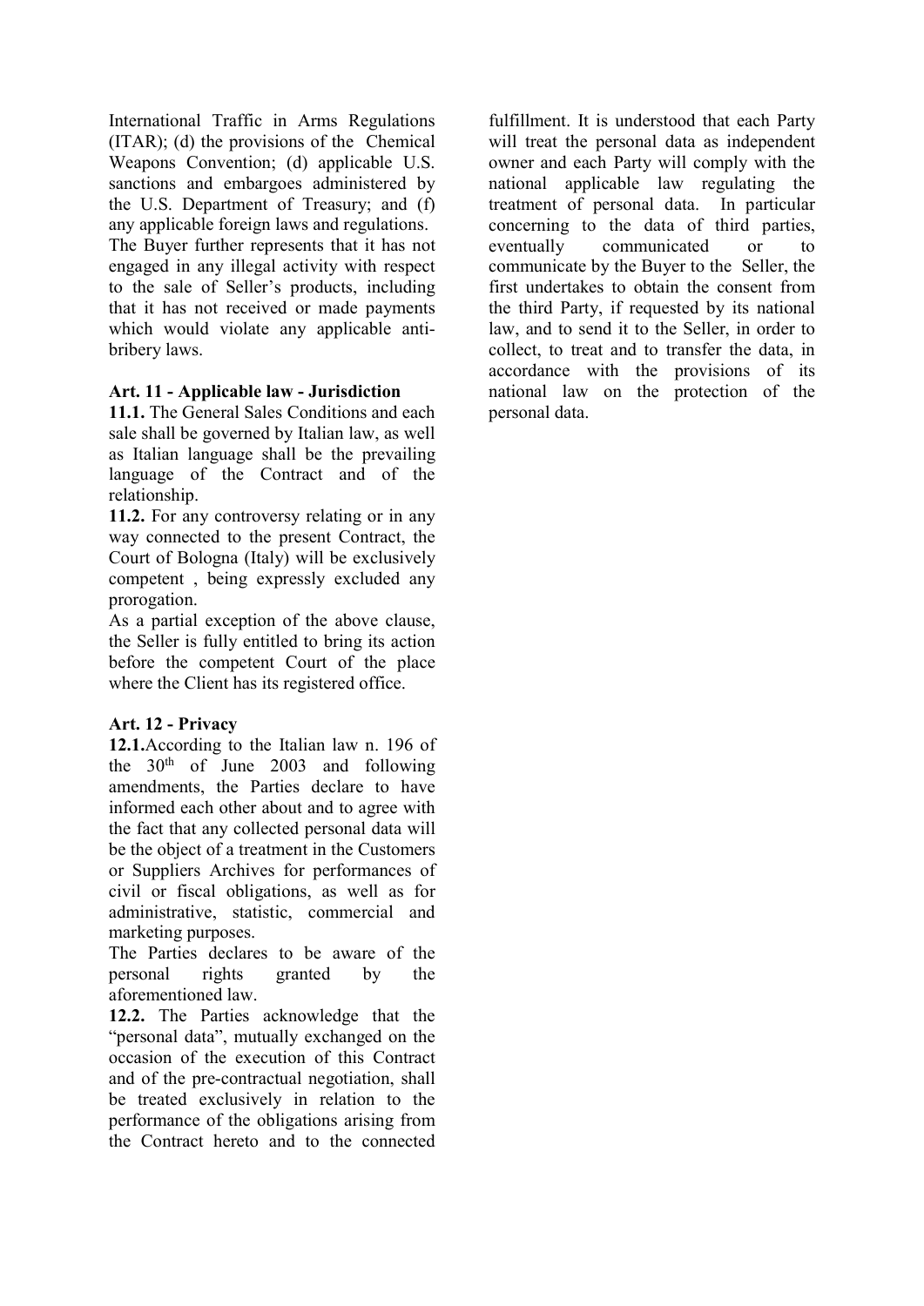International Traffic in Arms Regulations (ITAR); (d) the provisions of the Chemical Weapons Convention; (d) applicable U.S. sanctions and embargoes administered by the U.S. Department of Treasury; and (f) any applicable foreign laws and regulations.
The Buyer further represents that it has not engaged in any illegal activity with respect to the sale of Seller's products, including that it has not received or made payments which would violate any applicable anti-bribery laws.

**Art. 11 - Applicable law - Jurisdiction**

**11.1.** The General Sales Conditions and each sale shall be governed by Italian law, as well as Italian language shall be the prevailing language of the Contract and of the relationship.

**11.2.** For any controversy relating or in any way connected to the present Contract, the Court of Bologna (Italy) will be exclusively competent , being expressly excluded any prorogation.
As a partial exception of the above clause, the Seller is fully entitled to bring its action before the competent Court of the place where the Client has its registered office.

**Art. 12 - Privacy**

**12.1.** According to the Italian law n. 196 of the 30th of June 2003 and following amendments, the Parties declare to have informed each other about and to agree with the fact that any collected personal data will be the object of a treatment in the Customers or Suppliers Archives for performances of civil or fiscal obligations, as well as for administrative, statistic, commercial and marketing purposes.
The Parties declares to be aware of the personal rights granted by the aforementioned law.

**12.2.** The Parties acknowledge that the "personal data", mutually exchanged on the occasion of the execution of this Contract and of the pre-contractual negotiation, shall be treated exclusively in relation to the performance of the obligations arising from the Contract hereto and to the connected fulfillment. It is understood that each Party will treat the personal data as independent owner and each Party will comply with the national applicable law regulating the treatment of personal data. In particular concerning to the data of third parties, eventually communicated or to communicate by the Buyer to the Seller, the first undertakes to obtain the consent from the third Party, if requested by its national law, and to send it to the Seller, in order to collect, to treat and to transfer the data, in accordance with the provisions of its national law on the protection of the personal data.